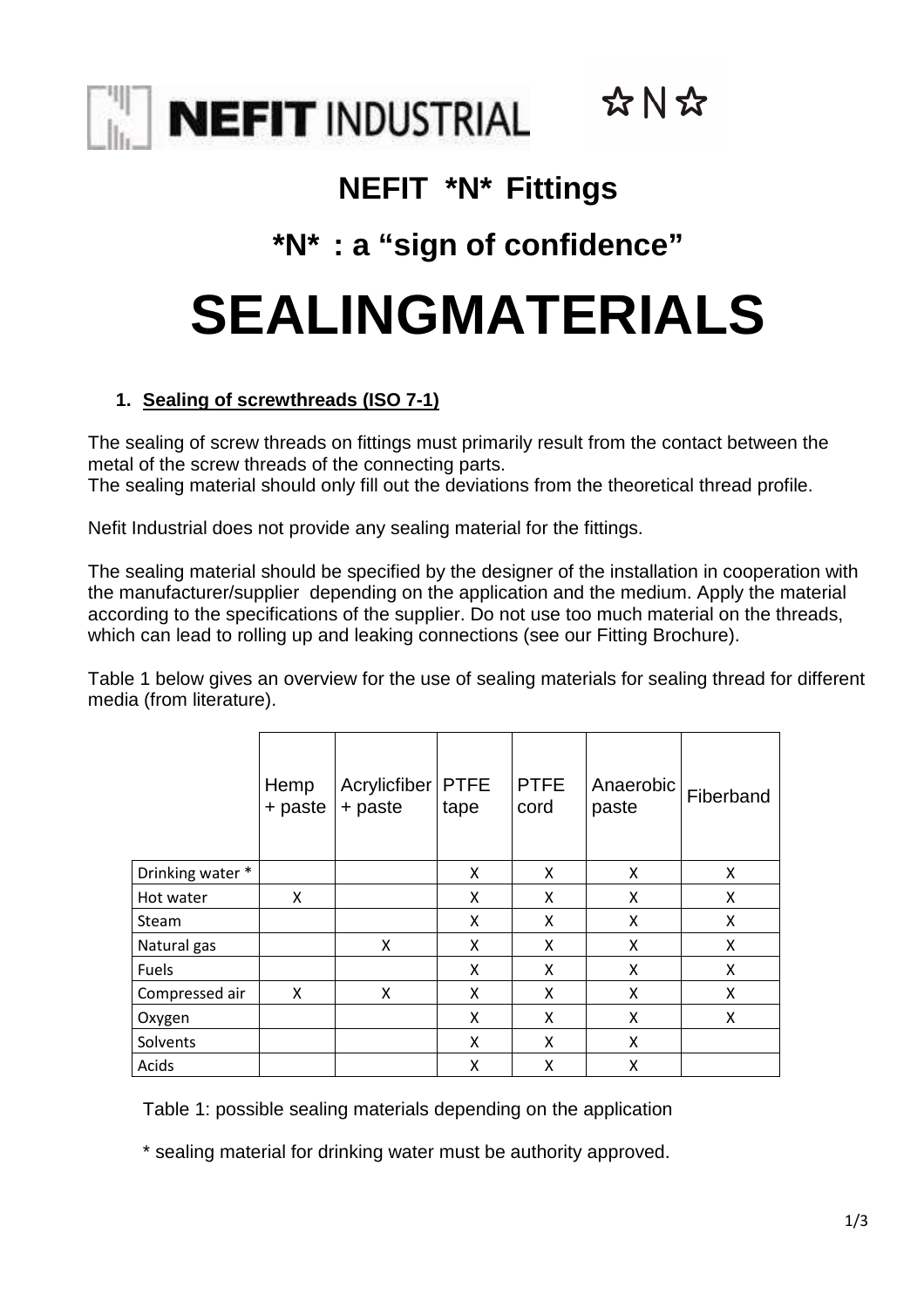NEFIT INDUSTRIAL ☆N☆

## NEFIT *N* Fittings

## *N* : a “sign of confidence”

# SEALINGMATERIALS

### 1. Sealing of screwthreads (ISO 7-1)

The sealing of screw threads on fittings must primarily result from the contact between the metal of the screw threads of the connecting parts.
The sealing material should only fill out the deviations from the theoretical thread profile.

Nefit Industrial does not provide any sealing material for the fittings.

The sealing material should be specified by the designer of the installation in cooperation with the manufacturer/supplier depending on the application and the medium. Apply the material according to the specifications of the supplier. Do not use too much material on the threads, which can lead to rolling up and leaking connections (see our Fitting Brochure).

Table 1 below gives an overview for the use of sealing materials for sealing thread for different media (from literature).

| | Hemp + paste | Acrylicfiber + paste | PTFE tape | PTFE cord | Anaerobic paste | Fiberband |
|---|---|---|---|---|---|---|
| Drinking water * | | | X | X | X | X |
| Hot water | X | | X | X | X | X |
| Steam | | | X | X | X | X |
| Natural gas | | X | X | X | X | X |
| Fuels | | | X | X | X | X |
| Compressed air | X | X | X | X | X | X |
| Oxygen | | | X | X | X | X |
| Solvents | | | X | X | X | |
| Acids | | | X | X | X | |

Table 1: possible sealing materials depending on the application

* sealing material for drinking water must be authority approved.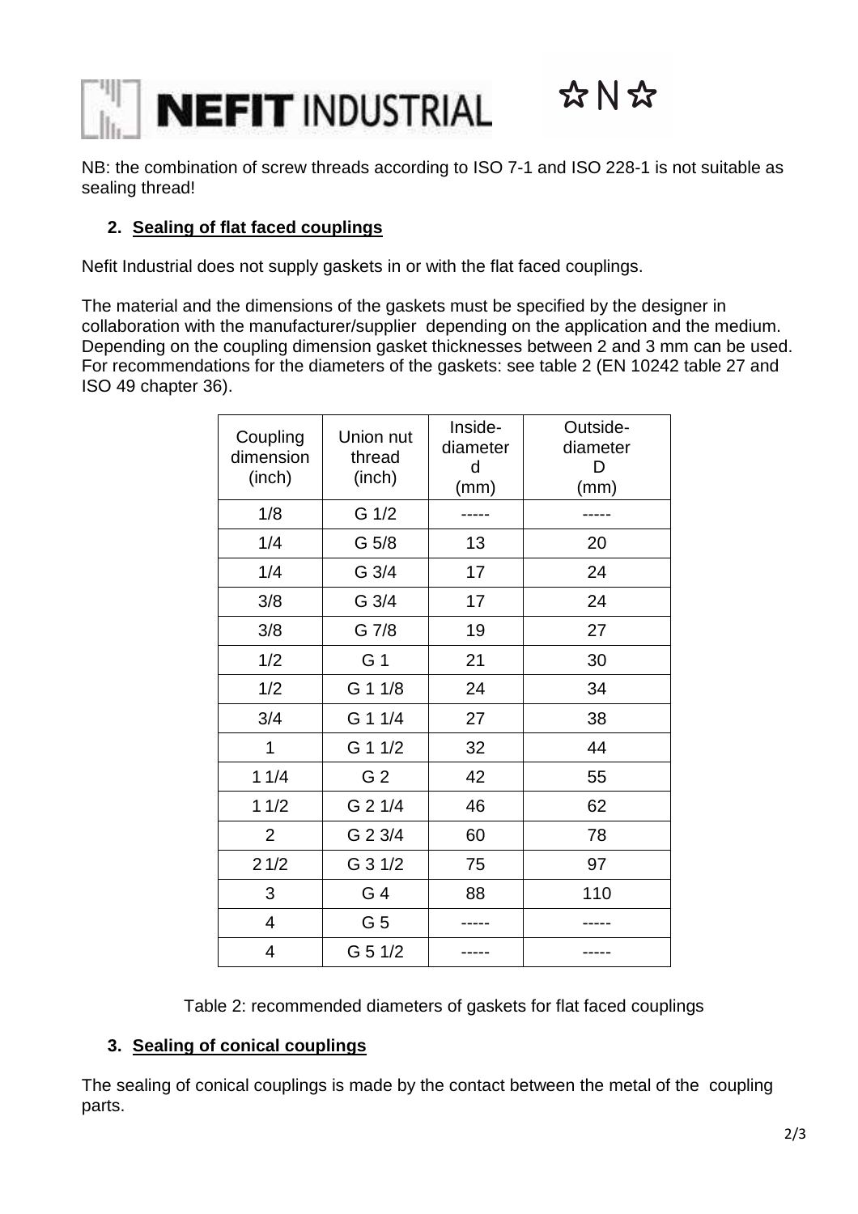NB: the combination of screw threads according to ISO 7-1 and ISO 228-1 is not suitable as sealing thread!

## 2. Sealing of flat faced couplings

Nefit Industrial does not supply gaskets in or with the flat faced couplings.

The material and the dimensions of the gaskets must be specified by the designer in collaboration with the manufacturer/supplier depending on the application and the medium. Depending on the coupling dimension gasket thicknesses between 2 and 3 mm can be used. For recommendations for the diameters of the gaskets: see table 2 (EN 10242 table 27 and ISO 49 chapter 36).

| Coupling dimension (inch) | Union nut thread (inch) | Inside-diameter d (mm) | Outside-diameter D (mm) |
|---|---|---|---|
| 1/8 | G 1/2 | ----- | ----- |
| 1/4 | G 5/8 | 13 | 20 |
| 1/4 | G 3/4 | 17 | 24 |
| 3/8 | G 3/4 | 17 | 24 |
| 3/8 | G 7/8 | 19 | 27 |
| 1/2 | G 1 | 21 | 30 |
| 1/2 | G 1 1/8 | 24 | 34 |
| 3/4 | G 1 1/4 | 27 | 38 |
| 1 | G 1 1/2 | 32 | 44 |
| 1 1/4 | G 2 | 42 | 55 |
| 1 1/2 | G 2 1/4 | 46 | 62 |
| 2 | G 2 3/4 | 60 | 78 |
| 2 1/2 | G 3 1/2 | 75 | 97 |
| 3 | G 4 | 88 | 110 |
| 4 | G 5 | ----- | ----- |
| 4 | G 5 1/2 | ----- | ----- |

Table 2: recommended diameters of gaskets for flat faced couplings

## 3. Sealing of conical couplings

The sealing of conical couplings is made by the contact between the metal of the coupling parts.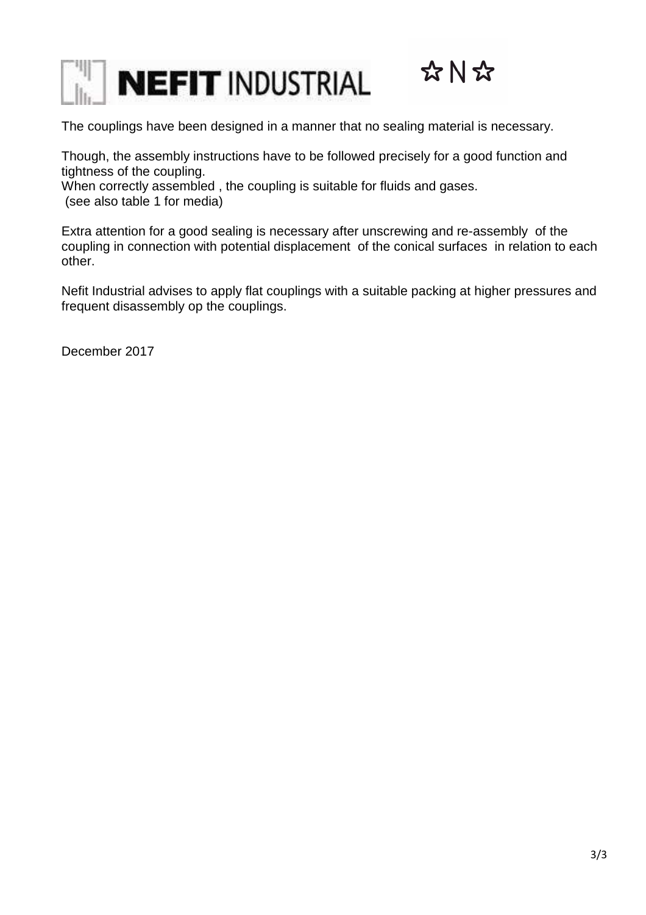The couplings have been designed in a manner that no sealing material is necessary.

Though, the assembly instructions have to be followed precisely for a good function and tightness of the coupling.
When correctly assembled , the coupling is suitable for fluids and gases.
(see also table 1 for media)

Extra attention for a good sealing is necessary after unscrewing and re-assembly of the coupling in connection with potential displacement of the conical surfaces in relation to each other.

Nefit Industrial advises to apply flat couplings with a suitable packing at higher pressures and frequent disassembly op the couplings.

December 2017